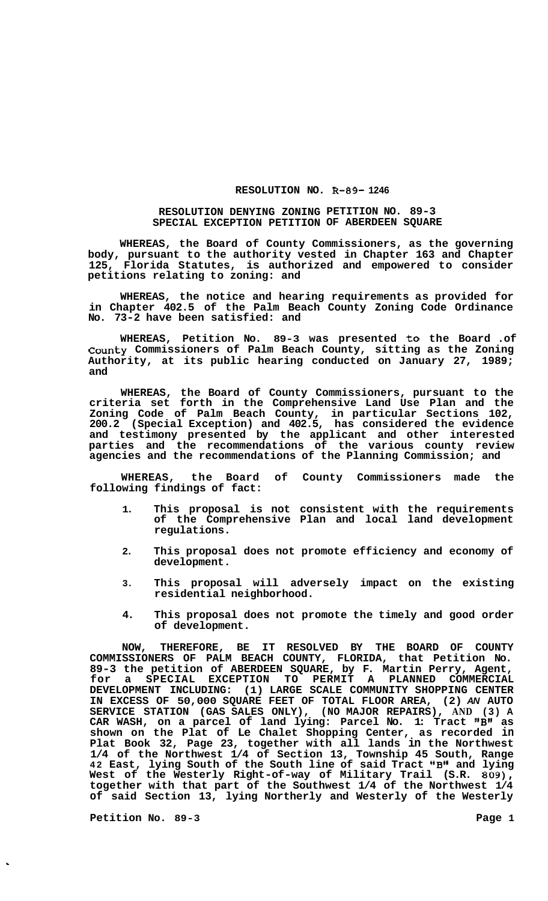**RESOLUTION NO. R-89- 1246**

**RESOLUTION DENYING ZONING PETITION NO. 89-3**
**SPECIAL EXCEPTION PETITION OF ABERDEEN SQUARE**

**WHEREAS, the Board of County Commissioners, as the governing body, pursuant to the authority vested in Chapter 163 and Chapter 125, Florida Statutes, is authorized and empowered to consider petitions relating to zoning: and**

**WHEREAS, the notice and hearing requirements as provided for in Chapter 402.5 of the Palm Beach County Zoning Code Ordinance No. 73-2 have been satisfied: and**

**WHEREAS, Petition No. 89-3 was presented to the Board .of County Commissioners of Palm Beach County, sitting as the Zoning Authority, at its public hearing conducted on January 27, 1989; and**

**WHEREAS, the Board of County Commissioners, pursuant to the criteria set forth in the Comprehensive Land Use Plan and the Zoning Code of Palm Beach County, in particular Sections 102, 200.2 (Special Exception) and 402.5, has considered the evidence and testimony presented by the applicant and other interested parties and the recommendations of the various county review agencies and the recommendations of the Planning Commission; and**

**WHEREAS, the Board of County Commissioners made the following findings of fact:**

1. **This proposal is not consistent with the requirements of the Comprehensive Plan and local land development regulations.**
2. **This proposal does not promote efficiency and economy of development.**
3. **This proposal will adversely impact on the existing residential neighborhood.**
4. **This proposal does not promote the timely and good order of development.**

**NOW, THEREFORE, BE IT RESOLVED BY THE BOARD OF COUNTY COMMISSIONERS OF PALM BEACH COUNTY, FLORIDA, that Petition No. 89-3 the petition of ABERDEEN SQUARE, by F. Martin Perry, Agent, for a SPECIAL EXCEPTION TO PERMIT A PLANNED COMMERCIAL DEVELOPMENT INCLUDING: (1) LARGE SCALE COMMUNITY SHOPPING CENTER IN EXCESS OF 50,000 SQUARE FEET OF TOTAL FLOOR AREA, (2) AN AUTO SERVICE STATION (GAS SALES ONLY), (NO MAJOR REPAIRS), AND (3) A CAR WASH, on a parcel of land lying: Parcel No. 1: Tract "B" as shown on the Plat of Le Chalet Shopping Center, as recorded in Plat Book 32, Page 23, together with all lands in the Northwest 1/4 of the Northwest 1/4 of Section 13, Township 45 South, Range 42 East, lying South of the South line of said Tract "B" and lying West of the Westerly Right-of-way of Military Trail (S.R. 809), together with that part of the Southwest 1/4 of the Northwest 1/4 of said Section 13, lying Northerly and Westerly of the Westerly**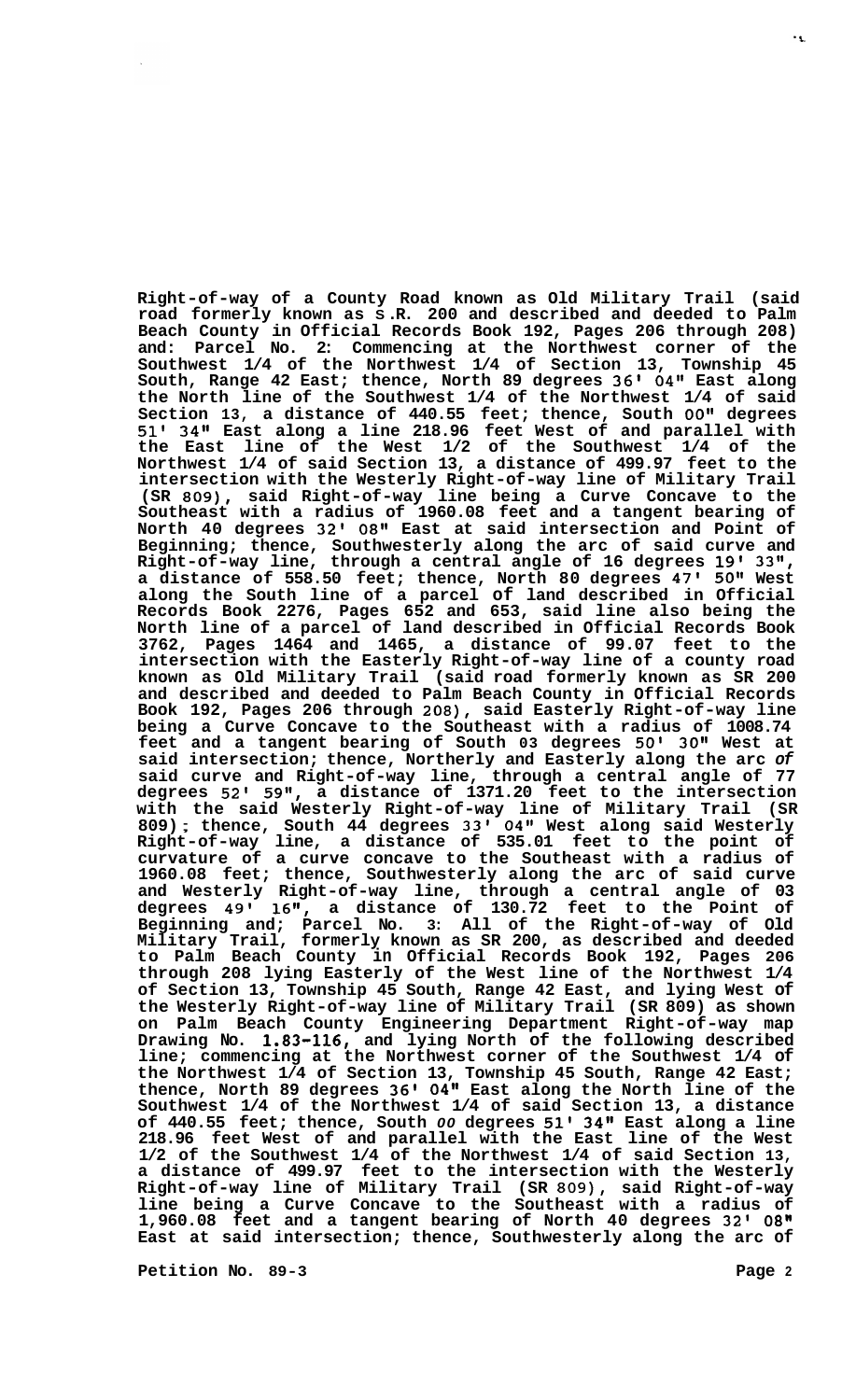**Right-of-way of a County Road known as Old Military Trail (said road formerly known as S.R. 200 and described and deeded to Palm Beach County in Official Records Book 192, Pages 206 through 208) and: Parcel No. 2: Commencing at the Northwest corner of the Southwest 1/4 of the Northwest 1/4 of Section 13, Township 45 South, Range 42 East; thence, North 89 degrees 36' 04" East along the North line of the Southwest 1/4 of the Northwest 1/4 of said Section 13, a distance of 440.55 feet; thence, South 00" degrees 51' 34" East along a line 218.96 feet West of and parallel with the East line of the West 1/2 of the Southwest 1/4 of the Northwest 1/4 of said Section 13, a distance of 499.97 feet to the intersection with the Westerly Right-of-way line of Military Trail (SR 809), said Right-of-way line being a Curve Concave to the Southeast with a radius of 1960.08 feet and a tangent bearing of North 40 degrees 32' 08" East at said intersection and Point of Beginning; thence, Southwesterly along the arc of said curve and Right-of-way line, through a central angle of 16 degrees 19' 33", a distance of 558.50 feet; thence, North 80 degrees 47' 50" West along the South line of a parcel of land described in Official Records Book 2276, Pages 652 and 653, said line also being the North line of a parcel of land described in Official Records Book 3762, Pages 1464 and 1465, a distance of 99.07 feet to the intersection with the Easterly Right-of-way line of a county road known as Old Military Trail (said road formerly known as SR 200 and described and deeded to Palm Beach County in Official Records Book 192, Pages 206 through 208), said Easterly Right-of-way line being a Curve Concave to the Southeast with a radius of 1008.74 feet and a tangent bearing of South 03 degrees 50' 30" West at said intersection; thence, Northerly and Easterly along the arc *of* said curve and Right-of-way line, through a central angle of 77 degrees 52' 59", a distance of 1371.20 feet to the intersection with the said Westerly Right-of-way line of Military Trail (SR 809); thence, South 44 degrees 33' 04" West along said Westerly Right-of-way line, a distance of 535.01 feet to the point of curvature of a curve concave to the Southeast with a radius of 1960.08 feet; thence, Southwesterly along the arc of said curve and Westerly Right-of-way line, through a central angle of 03 degrees 49' 16", a distance of 130.72 feet to the Point of Beginning and; Parcel No. 3: All of the Right-of-way of Old Military Trail, formerly known as SR 200, as described and deeded to Palm Beach County in Official Records Book 192, Pages 206 through 208 lying Easterly of the West line of the Northwest 1/4 of Section 13, Township 45 South, Range 42 East, and lying West of the Westerly Right-of-way line of Military Trail (SR 809) as shown on Palm Beach County Engineering Department Right-of-way map Drawing No. 1.83-116, and lying North of the following described line; commencing at the Northwest corner of the Southwest 1/4 of the Northwest 1/4 of Section 13, Township 45 South, Range 42 East; thence, North 89 degrees 36' 04" East along the North line of the Southwest 1/4 of the Northwest 1/4 of said Section 13, a distance of 440.55 feet; thence, South *00* degrees 51' 34" East along a line 218.96 feet West of and parallel with the East line of the West 1/2 of the Southwest 1/4 of the Northwest 1/4 of said Section 13, a distance of 499.97 feet to the intersection with the Westerly Right-of-way line of Military Trail (SR 809), said Right-of-way line being a Curve Concave to the Southeast with a radius of 1,960.08 feet and a tangent bearing of North 40 degrees 32' 08" East at said intersection; thence, Southwesterly along the arc of**

**Petition No. 89-3**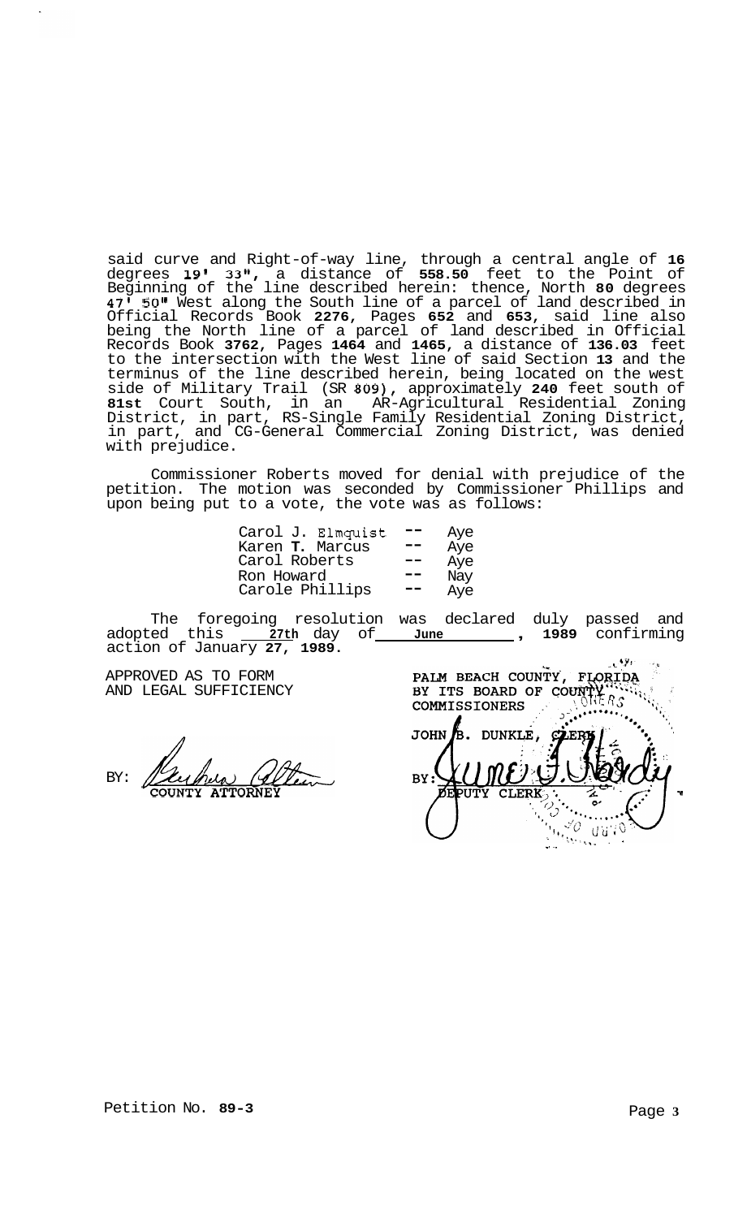said curve and Right-of-way line, through a central angle of **16** degrees **19' 33",** a distance of **558.50** feet to the Point of Beginning of the line described herein: thence, North **80** degrees **47' 50"** West along the South line of a parcel of land described in Official Records Book **2276**, Pages **652** and **653**, said line also being the North line of a parcel of land described in Official Records Book **3762**, Pages **1464** and **1465**, a distance of **136.03** feet to the intersection with the West line of said Section **13** and the terminus of the line described herein, being located on the west side of Military Trail (SR **809**), approximately **240** feet south of **81st** Court South, in an AR-Agricultural Residential Zoning District, in part, RS-Single Family Residential Zoning District, in part, and CG-General Commercial Zoning District, was denied with prejudice.

Commissioner Roberts moved for denial with prejudice of the petition. The motion was seconded by Commissioner Phillips and upon being put to a vote, the vote was as follows:

| | | |
|---|---|---|
| Carol J. Elmquist | -- | Aye |
| Karen T. Marcus | -- | Aye |
| Carol Roberts | -- | Aye |
| Ron Howard | -- | Nay |
| Carole Phillips | -- | Aye |

The foregoing resolution was declared duly passed and adopted this **27th** day of **June**, **1989** confirming action of January **27, 1989**.

APPROVED AS TO FORM AND LEGAL SUFFICIENCY

BY: COUNTY ATTORNEY

PALM BEACH COUNTY, FLORIDA BY ITS BOARD OF COUNTY COMMISSIONERS

JOHN B. DUNKLE, CLERK

BY: DEPUTY CLERK

Petition No. **89-3**